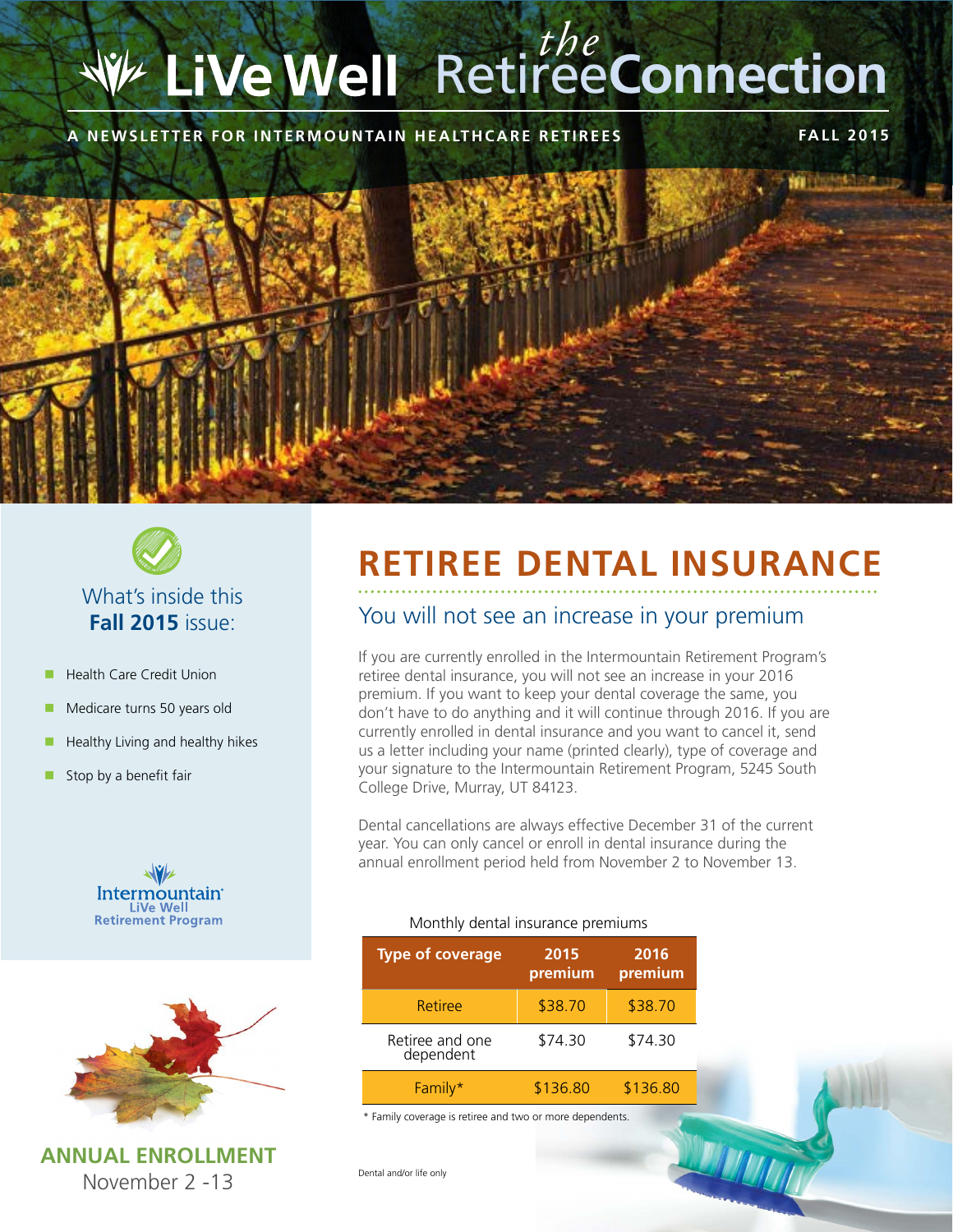# LiVe Well *the* RetireeConnection

**A NEWSLETTER FOR INTERMOUNTAIN HEALTHCARE RETIREES** **FALL 2015**

What's inside this **Fall 2015** issue:

- Health Care Credit Union
- Medicare turns 50 years old
- Healthy Living and healthy hikes
- Stop by a benefit fair

Intermountain LiVe Well Retirement Program

**ANNUAL ENROLLMENT**
November 2 -13

# RETIREE DENTAL INSURANCE

## You will not see an increase in your premium

If you are currently enrolled in the Intermountain Retirement Program's retiree dental insurance, you will not see an increase in your 2016 premium. If you want to keep your dental coverage the same, you don't have to do anything and it will continue through 2016. If you are currently enrolled in dental insurance and you want to cancel it, send us a letter including your name (printed clearly), type of coverage and your signature to the Intermountain Retirement Program, 5245 South College Drive, Murray, UT 84123.

Dental cancellations are always effective December 31 of the current year. You can only cancel or enroll in dental insurance during the annual enrollment period held from November 2 to November 13.

Monthly dental insurance premiums

| Type of coverage | 2015 premium | 2016 premium |
|---|---|---|
| Retiree | $38.70 | $38.70 |
| Retiree and one dependent | $74.30 | $74.30 |
| Family* | $136.80 | $136.80 |

* Family coverage is retiree and two or more dependents.

Dental and/or life only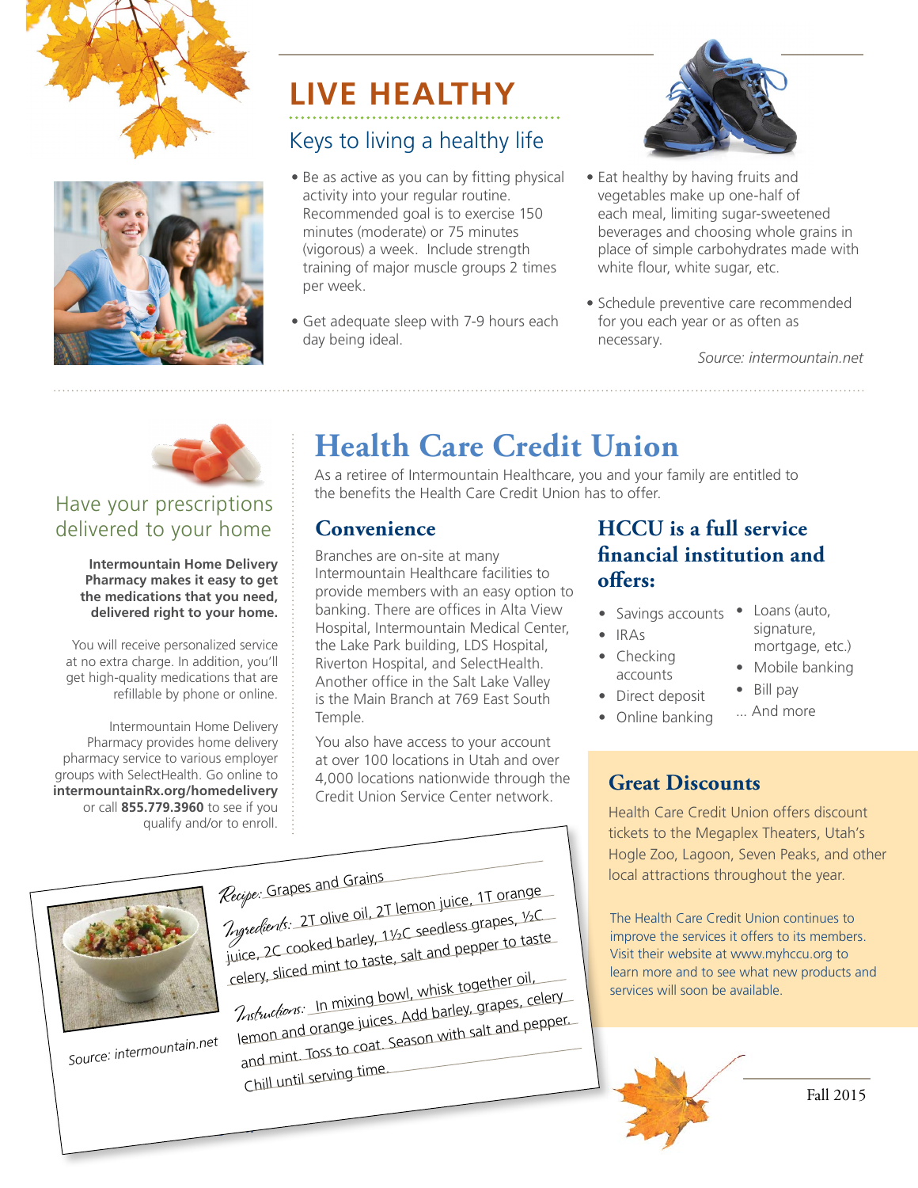# LIVE HEALTHY

## Keys to living a healthy life

- Be as active as you can by fitting physical activity into your regular routine. Recommended goal is to exercise 150 minutes (moderate) or 75 minutes (vigorous) a week. Include strength training of major muscle groups 2 times per week.
- Get adequate sleep with 7-9 hours each day being ideal.
- Eat healthy by having fruits and vegetables make up one-half of each meal, limiting sugar-sweetened beverages and choosing whole grains in place of simple carbohydrates made with white flour, white sugar, etc.
- Schedule preventive care recommended for you each year or as often as necessary.

*Source: intermountain.net*

## Have your prescriptions delivered to your home

**Intermountain Home Delivery Pharmacy makes it easy to get the medications that you need, delivered right to your home.**

You will receive personalized service at no extra charge. In addition, you'll get high-quality medications that are refillable by phone or online.

Intermountain Home Delivery Pharmacy provides home delivery pharmacy service to various employer groups with SelectHealth. Go online to **intermountainRx.org/homedelivery** or call **855.779.3960** to see if you qualify and/or to enroll.

# Health Care Credit Union

As a retiree of Intermountain Healthcare, you and your family are entitled to the benefits the Health Care Credit Union has to offer.

### Convenience

Branches are on-site at many Intermountain Healthcare facilities to provide members with an easy option to banking. There are offices in Alta View Hospital, Intermountain Medical Center, the Lake Park building, LDS Hospital, Riverton Hospital, and SelectHealth. Another office in the Salt Lake Valley is the Main Branch at 769 East South Temple.

You also have access to your account at over 100 locations in Utah and over 4,000 locations nationwide through the Credit Union Service Center network.

### HCCU is a full service financial institution and offers:

- Savings accounts
- IRAs
- Checking accounts
- Direct deposit
- Online banking
- Loans (auto, signature, mortgage, etc.)
- Mobile banking
- Bill pay

... And more

### Great Discounts

Health Care Credit Union offers discount tickets to the Megaplex Theaters, Utah's Hogle Zoo, Lagoon, Seven Peaks, and other local attractions throughout the year.

The Health Care Credit Union continues to improve the services it offers to its members. Visit their website at www.myhccu.org to learn more and to see what new products and services will soon be available.

*Recipe:* Grapes and Grains

*Ingredients:* 2T olive oil, 2T lemon juice, 1T orange juice, 2C cooked barley, 1½C seedless grapes, ½C celery, sliced mint to taste, salt and pepper to taste

*Instructions:* In mixing bowl, whisk together oil, lemon and orange juices. Add barley, grapes, celery and mint. Toss to coat. Season with salt and pepper. Chill until serving time.

*Source: intermountain.net*

Fall 2015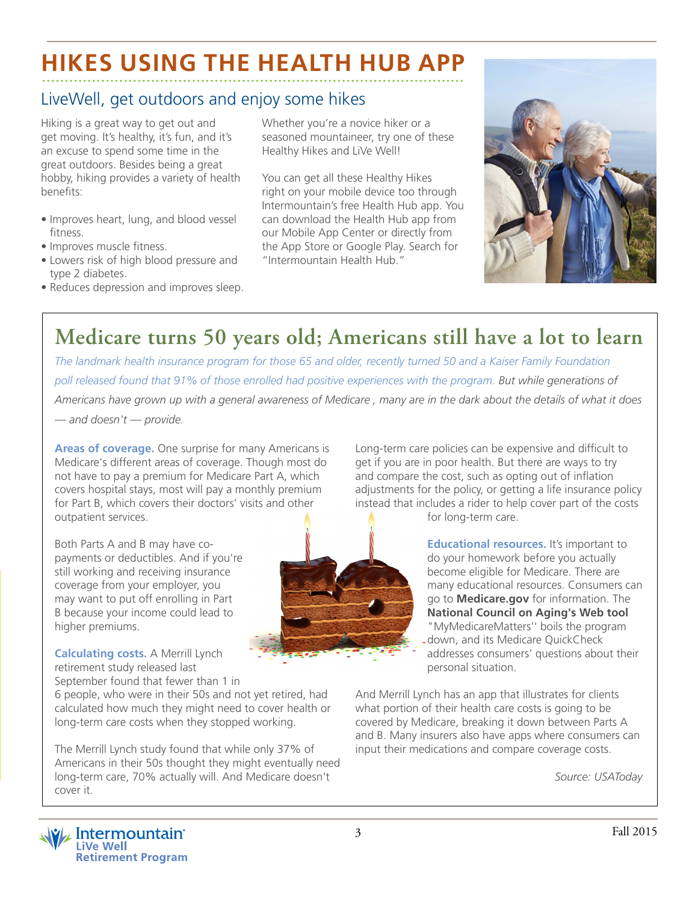# HIKES USING THE HEALTH HUB APP

## LiveWell, get outdoors and enjoy some hikes

Hiking is a great way to get out and get moving. It's healthy, it's fun, and it's an excuse to spend some time in the great outdoors. Besides being a great hobby, hiking provides a variety of health benefits:

- Improves heart, lung, and blood vessel fitness.
- Improves muscle fitness.
- Lowers risk of high blood pressure and type 2 diabetes.
- Reduces depression and improves sleep.

Whether you're a novice hiker or a seasoned mountaineer, try one of these Healthy Hikes and LiVe Well!

You can get all these Healthy Hikes right on your mobile device too through Intermountain's free Health Hub app. You can download the Health Hub app from our Mobile App Center or directly from the App Store or Google Play. Search for "Intermountain Health Hub."

# Medicare turns 50 years old; Americans still have a lot to learn

*The landmark health insurance program for those 65 and older, recently turned 50 and a Kaiser Family Foundation poll released found that 91% of those enrolled had positive experiences with the program. But while generations of Americans have grown up with a general awareness of Medicare , many are in the dark about the details of what it does — and doesn't — provide.*

**Areas of coverage.** One surprise for many Americans is Medicare's different areas of coverage. Though most do not have to pay a premium for Medicare Part A, which covers hospital stays, most will pay a monthly premium for Part B, which covers their doctors' visits and other outpatient services.

Both Parts A and B may have co-payments or deductibles. And if you're still working and receiving insurance coverage from your employer, you may want to put off enrolling in Part B because your income could lead to higher premiums.

**Calculating costs.** A Merrill Lynch retirement study released last September found that fewer than 1 in 6 people, who were in their 50s and not yet retired, had calculated how much they might need to cover health or long-term care costs when they stopped working.

The Merrill Lynch study found that while only 37% of Americans in their 50s thought they might eventually need long-term care, 70% actually will. And Medicare doesn't cover it.

Long-term care policies can be expensive and difficult to get if you are in poor health. But there are ways to try and compare the cost, such as opting out of inflation adjustments for the policy, or getting a life insurance policy instead that includes a rider to help cover part of the costs for long-term care.

**Educational resources.** It's important to do your homework before you actually become eligible for Medicare. There are many educational resources. Consumers can go to **Medicare.gov** for information. The **National Council on Aging's Web tool** "MyMedicareMatters" boils the program down, and its Medicare QuickCheck addresses consumers' questions about their personal situation.

And Merrill Lynch has an app that illustrates for clients what portion of their health care costs is going to be covered by Medicare, breaking it down between Parts A and B. Many insurers also have apps where consumers can input their medications and compare coverage costs.

*Source: USAToday*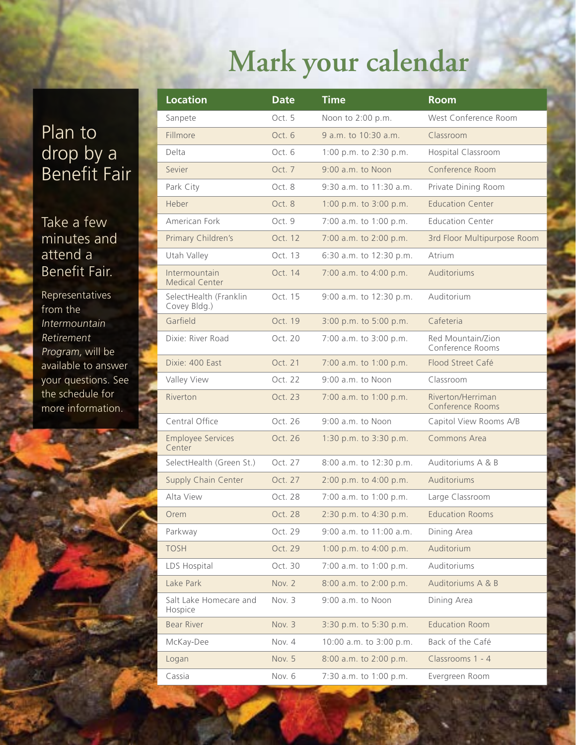# Mark your calendar

## Plan to drop by a Benefit Fair

### Take a few minutes and attend a Benefit Fair.

Representatives from the *Intermountain Retirement Program*, will be available to answer your questions. See the schedule for more information.

| Location | Date | Time | Room |
|---|---|---|---|
| Sanpete | Oct. 5 | Noon to 2:00 p.m. | West Conference Room |
| Fillmore | Oct. 6 | 9 a.m. to 10:30 a.m. | Classroom |
| Delta | Oct. 6 | 1:00 p.m. to 2:30 p.m. | Hospital Classroom |
| Sevier | Oct. 7 | 9:00 a.m. to Noon | Conference Room |
| Park City | Oct. 8 | 9:30 a.m. to 11:30 a.m. | Private Dining Room |
| Heber | Oct. 8 | 1:00 p.m. to 3:00 p.m. | Education Center |
| American Fork | Oct. 9 | 7:00 a.m. to 1:00 p.m. | Education Center |
| Primary Children's | Oct. 12 | 7:00 a.m. to 2:00 p.m. | 3rd Floor Multipurpose Room |
| Utah Valley | Oct. 13 | 6:30 a.m. to 12:30 p.m. | Atrium |
| Intermountain Medical Center | Oct. 14 | 7:00 a.m. to 4:00 p.m. | Auditoriums |
| SelectHealth (Franklin Covey Bldg.) | Oct. 15 | 9:00 a.m. to 12:30 p.m. | Auditorium |
| Garfield | Oct. 19 | 3:00 p.m. to 5:00 p.m. | Cafeteria |
| Dixie: River Road | Oct. 20 | 7:00 a.m. to 3:00 p.m. | Red Mountain/Zion Conference Rooms |
| Dixie: 400 East | Oct. 21 | 7:00 a.m. to 1:00 p.m. | Flood Street Café |
| Valley View | Oct. 22 | 9:00 a.m. to Noon | Classroom |
| Riverton | Oct. 23 | 7:00 a.m. to 1:00 p.m. | Riverton/Herriman Conference Rooms |
| Central Office | Oct. 26 | 9:00 a.m. to Noon | Capitol View Rooms A/B |
| Employee Services Center | Oct. 26 | 1:30 p.m. to 3:30 p.m. | Commons Area |
| SelectHealth (Green St.) | Oct. 27 | 8:00 a.m. to 12:30 p.m. | Auditoriums A & B |
| Supply Chain Center | Oct. 27 | 2:00 p.m. to 4:00 p.m. | Auditoriums |
| Alta View | Oct. 28 | 7:00 a.m. to 1:00 p.m. | Large Classroom |
| Orem | Oct. 28 | 2:30 p.m. to 4:30 p.m. | Education Rooms |
| Parkway | Oct. 29 | 9:00 a.m. to 11:00 a.m. | Dining Area |
| TOSH | Oct. 29 | 1:00 p.m. to 4:00 p.m. | Auditorium |
| LDS Hospital | Oct. 30 | 7:00 a.m. to 1:00 p.m. | Auditoriums |
| Lake Park | Nov. 2 | 8:00 a.m. to 2:00 p.m. | Auditoriums A & B |
| Salt Lake Homecare and Hospice | Nov. 3 | 9:00 a.m. to Noon | Dining Area |
| Bear River | Nov. 3 | 3:30 p.m. to 5:30 p.m. | Education Room |
| McKay-Dee | Nov. 4 | 10:00 a.m. to 3:00 p.m. | Back of the Café |
| Logan | Nov. 5 | 8:00 a.m. to 2:00 p.m. | Classrooms 1 - 4 |
| Cassia | Nov. 6 | 7:30 a.m. to 1:00 p.m. | Evergreen Room |